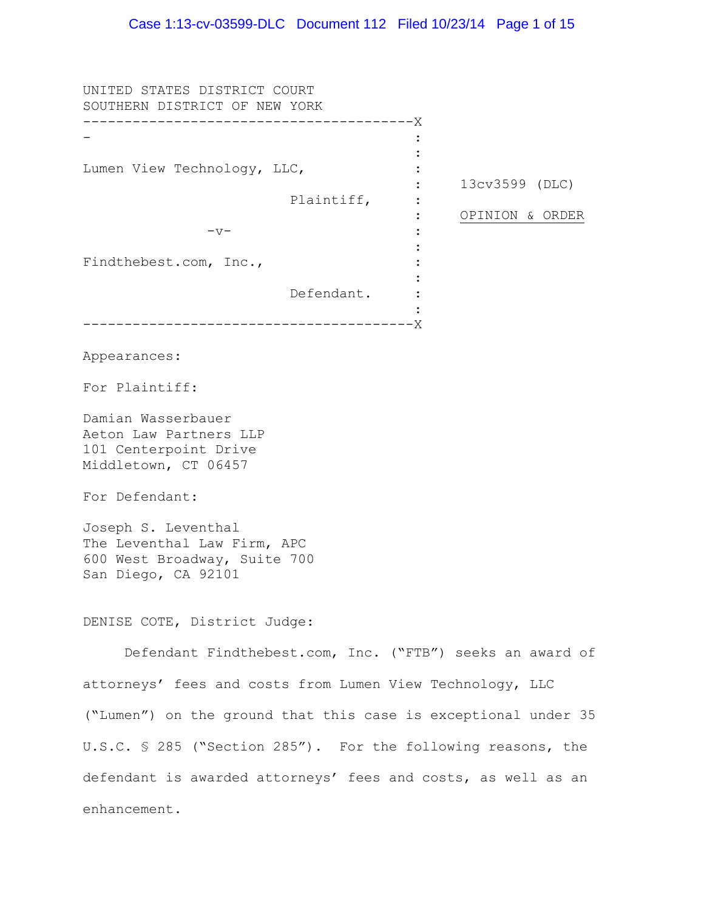UNITED STATES DISTRICT COURT
SOUTHERN DISTRICT OF NEW YORK

| | |
|---|---|
| Lumen View Technology, LLC,<br><br>Plaintiff,<br><br>-v-<br><br>Findthebest.com, Inc.,<br><br>Defendant. | 13cv3599 (DLC)<br><br><u>OPINION & ORDER</u> |

Appearances:

For Plaintiff:

Damian Wasserbauer
Aeton Law Partners LLP
101 Centerpoint Drive
Middletown, CT 06457

For Defendant:

Joseph S. Leventhal
The Leventhal Law Firm, APC
600 West Broadway, Suite 700
San Diego, CA 92101

DENISE COTE, District Judge:

Defendant Findthebest.com, Inc. ("FTB") seeks an award of attorneys' fees and costs from Lumen View Technology, LLC ("Lumen") on the ground that this case is exceptional under 35 U.S.C. § 285 ("Section 285"). For the following reasons, the defendant is awarded attorneys' fees and costs, as well as an enhancement.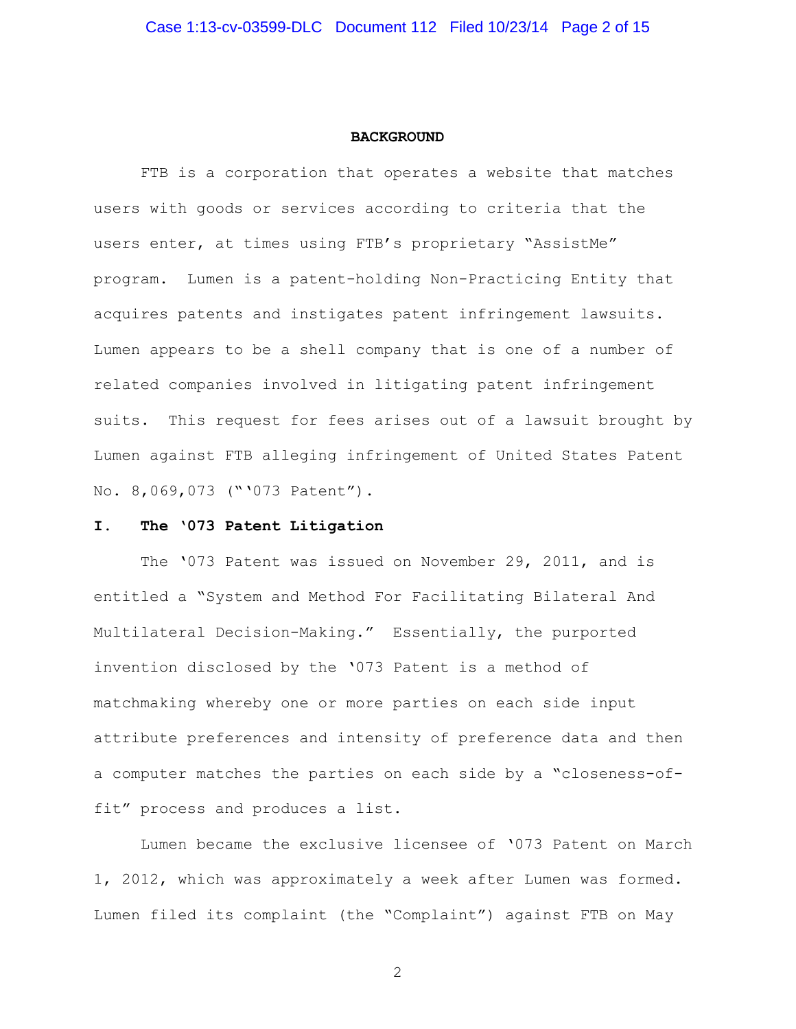## BACKGROUND

FTB is a corporation that operates a website that matches users with goods or services according to criteria that the users enter, at times using FTB's proprietary "AssistMe" program. Lumen is a patent-holding Non-Practicing Entity that acquires patents and instigates patent infringement lawsuits. Lumen appears to be a shell company that is one of a number of related companies involved in litigating patent infringement suits. This request for fees arises out of a lawsuit brought by Lumen against FTB alleging infringement of United States Patent No. 8,069,073 ("'073 Patent").

### I. The '073 Patent Litigation

The '073 Patent was issued on November 29, 2011, and is entitled a "System and Method For Facilitating Bilateral And Multilateral Decision-Making." Essentially, the purported invention disclosed by the '073 Patent is a method of matchmaking whereby one or more parties on each side input attribute preferences and intensity of preference data and then a computer matches the parties on each side by a "closeness-of-fit" process and produces a list.

Lumen became the exclusive licensee of '073 Patent on March 1, 2012, which was approximately a week after Lumen was formed. Lumen filed its complaint (the "Complaint") against FTB on May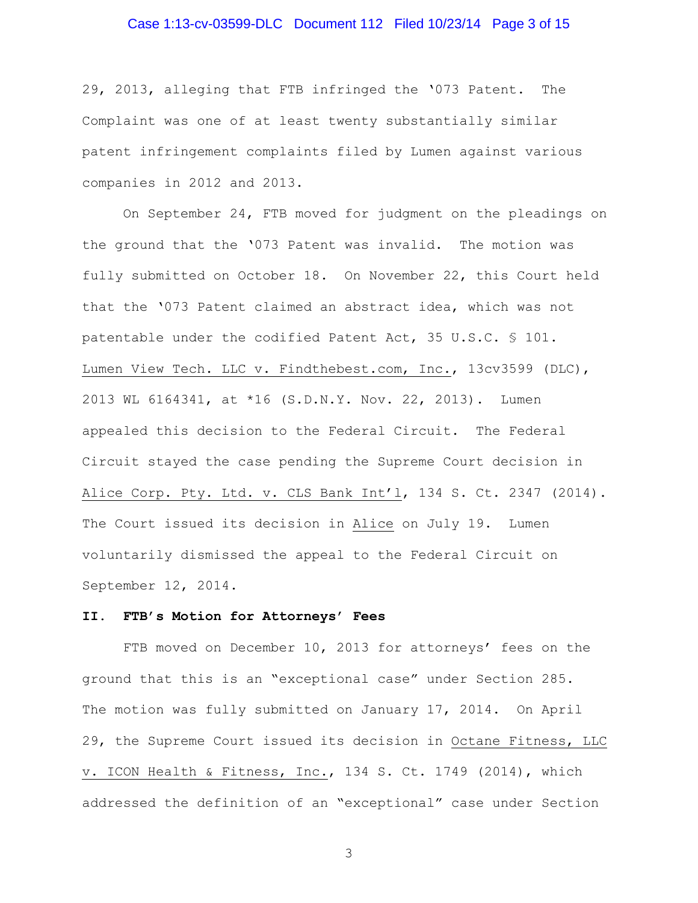29, 2013, alleging that FTB infringed the '073 Patent. The Complaint was one of at least twenty substantially similar patent infringement complaints filed by Lumen against various companies in 2012 and 2013.

On September 24, FTB moved for judgment on the pleadings on the ground that the '073 Patent was invalid. The motion was fully submitted on October 18. On November 22, this Court held that the '073 Patent claimed an abstract idea, which was not patentable under the codified Patent Act, 35 U.S.C. § 101. Lumen View Tech. LLC v. Findthebest.com, Inc., 13cv3599 (DLC), 2013 WL 6164341, at *16 (S.D.N.Y. Nov. 22, 2013). Lumen appealed this decision to the Federal Circuit. The Federal Circuit stayed the case pending the Supreme Court decision in Alice Corp. Pty. Ltd. v. CLS Bank Int'l, 134 S. Ct. 2347 (2014). The Court issued its decision in Alice on July 19. Lumen voluntarily dismissed the appeal to the Federal Circuit on September 12, 2014.

## II. FTB's Motion for Attorneys' Fees

FTB moved on December 10, 2013 for attorneys' fees on the ground that this is an "exceptional case" under Section 285. The motion was fully submitted on January 17, 2014. On April 29, the Supreme Court issued its decision in Octane Fitness, LLC v. ICON Health & Fitness, Inc., 134 S. Ct. 1749 (2014), which addressed the definition of an "exceptional" case under Section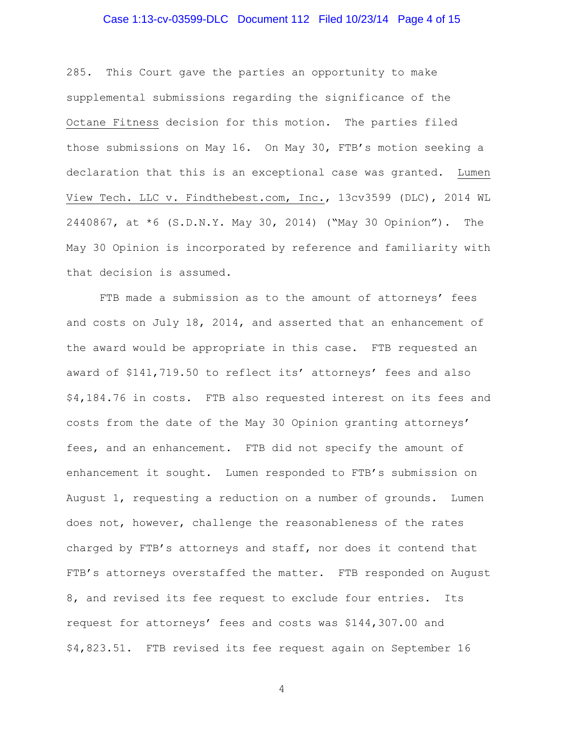285. This Court gave the parties an opportunity to make supplemental submissions regarding the significance of the Octane Fitness decision for this motion. The parties filed those submissions on May 16. On May 30, FTB's motion seeking a declaration that this is an exceptional case was granted. Lumen View Tech. LLC v. Findthebest.com, Inc., 13cv3599 (DLC), 2014 WL 2440867, at *6 (S.D.N.Y. May 30, 2014) ("May 30 Opinion"). The May 30 Opinion is incorporated by reference and familiarity with that decision is assumed.

FTB made a submission as to the amount of attorneys' fees and costs on July 18, 2014, and asserted that an enhancement of the award would be appropriate in this case. FTB requested an award of $141,719.50 to reflect its' attorneys' fees and also $4,184.76 in costs. FTB also requested interest on its fees and costs from the date of the May 30 Opinion granting attorneys' fees, and an enhancement. FTB did not specify the amount of enhancement it sought. Lumen responded to FTB's submission on August 1, requesting a reduction on a number of grounds. Lumen does not, however, challenge the reasonableness of the rates charged by FTB's attorneys and staff, nor does it contend that FTB's attorneys overstaffed the matter. FTB responded on August 8, and revised its fee request to exclude four entries. Its request for attorneys' fees and costs was $144,307.00 and $4,823.51. FTB revised its fee request again on September 16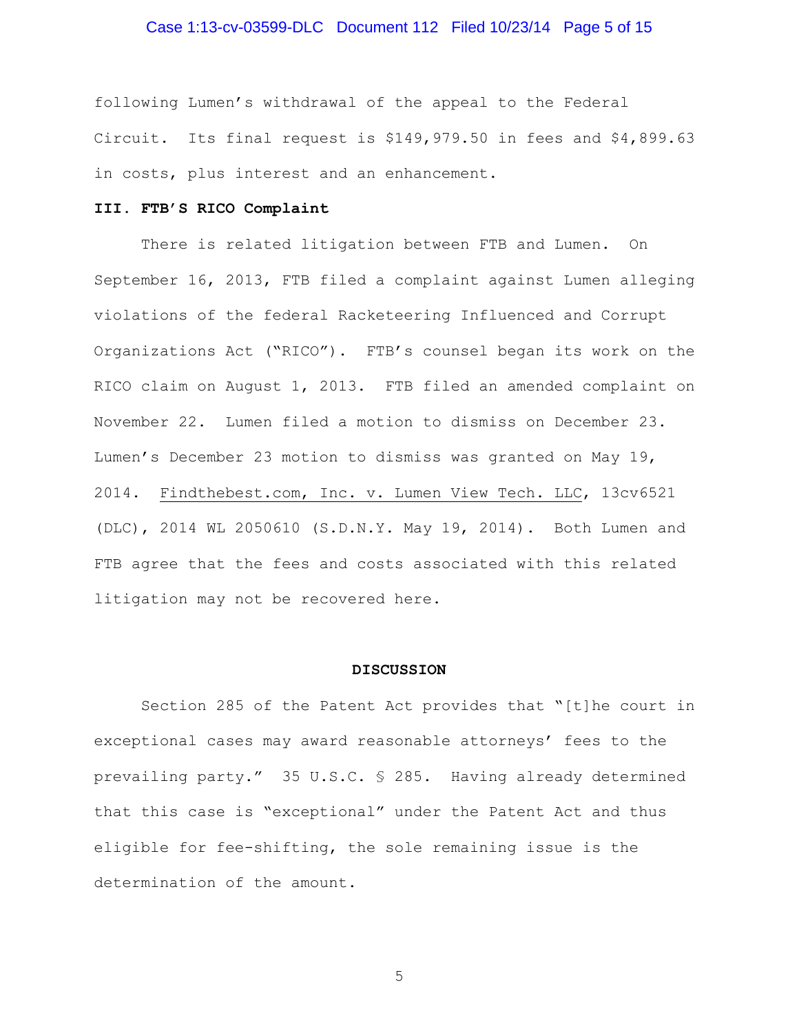following Lumen's withdrawal of the appeal to the Federal Circuit. Its final request is $149,979.50 in fees and $4,899.63 in costs, plus interest and an enhancement.

### III. FTB's RICO Complaint

There is related litigation between FTB and Lumen. On September 16, 2013, FTB filed a complaint against Lumen alleging violations of the federal Racketeering Influenced and Corrupt Organizations Act ("RICO"). FTB's counsel began its work on the RICO claim on August 1, 2013. FTB filed an amended complaint on November 22. Lumen filed a motion to dismiss on December 23. Lumen's December 23 motion to dismiss was granted on May 19, 2014. Findthebest.com, Inc. v. Lumen View Tech. LLC, 13cv6521 (DLC), 2014 WL 2050610 (S.D.N.Y. May 19, 2014). Both Lumen and FTB agree that the fees and costs associated with this related litigation may not be recovered here.

## DISCUSSION

Section 285 of the Patent Act provides that "[t]he court in exceptional cases may award reasonable attorneys' fees to the prevailing party." 35 U.S.C. § 285. Having already determined that this case is "exceptional" under the Patent Act and thus eligible for fee-shifting, the sole remaining issue is the determination of the amount.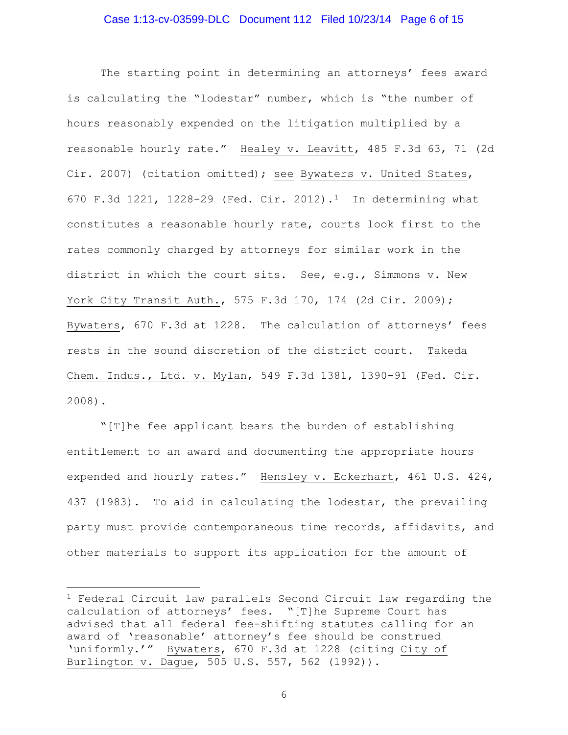The starting point in determining an attorneys' fees award is calculating the "lodestar" number, which is "the number of hours reasonably expended on the litigation multiplied by a reasonable hourly rate." Healey v. Leavitt, 485 F.3d 63, 71 (2d Cir. 2007) (citation omitted); see Bywaters v. United States, 670 F.3d 1221, 1228-29 (Fed. Cir. 2012).[1] In determining what constitutes a reasonable hourly rate, courts look first to the rates commonly charged by attorneys for similar work in the district in which the court sits. See, e.g., Simmons v. New York City Transit Auth., 575 F.3d 170, 174 (2d Cir. 2009); Bywaters, 670 F.3d at 1228. The calculation of attorneys' fees rests in the sound discretion of the district court. Takeda Chem. Indus., Ltd. v. Mylan, 549 F.3d 1381, 1390-91 (Fed. Cir. 2008).

"[T]he fee applicant bears the burden of establishing entitlement to an award and documenting the appropriate hours expended and hourly rates." Hensley v. Eckerhart, 461 U.S. 424, 437 (1983). To aid in calculating the lodestar, the prevailing party must provide contemporaneous time records, affidavits, and other materials to support its application for the amount of

---

[1] Federal Circuit law parallels Second Circuit law regarding the calculation of attorneys' fees. "[T]he Supreme Court has advised that all federal fee-shifting statutes calling for an award of 'reasonable' attorney's fee should be construed 'uniformly.'" Bywaters, 670 F.3d at 1228 (citing City of Burlington v. Dague, 505 U.S. 557, 562 (1992)).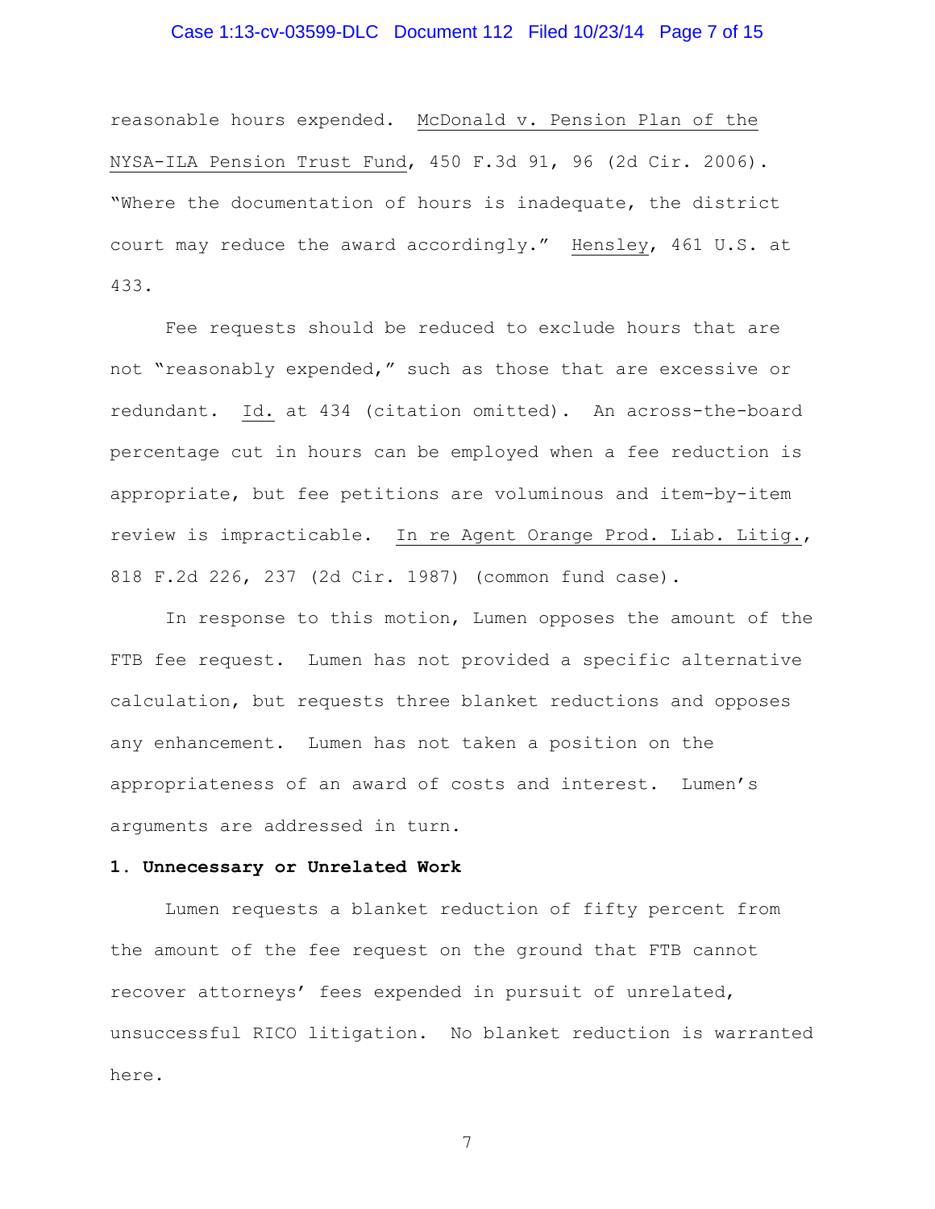reasonable hours expended. McDonald v. Pension Plan of the NYSA-ILA Pension Trust Fund, 450 F.3d 91, 96 (2d Cir. 2006). "Where the documentation of hours is inadequate, the district court may reduce the award accordingly." Hensley, 461 U.S. at 433.

Fee requests should be reduced to exclude hours that are not "reasonably expended," such as those that are excessive or redundant. Id. at 434 (citation omitted). An across-the-board percentage cut in hours can be employed when a fee reduction is appropriate, but fee petitions are voluminous and item-by-item review is impracticable. In re Agent Orange Prod. Liab. Litig., 818 F.2d 226, 237 (2d Cir. 1987) (common fund case).

In response to this motion, Lumen opposes the amount of the FTB fee request. Lumen has not provided a specific alternative calculation, but requests three blanket reductions and opposes any enhancement. Lumen has not taken a position on the appropriateness of an award of costs and interest. Lumen's arguments are addressed in turn.

**1. Unnecessary or Unrelated Work**

Lumen requests a blanket reduction of fifty percent from the amount of the fee request on the ground that FTB cannot recover attorneys' fees expended in pursuit of unrelated, unsuccessful RICO litigation. No blanket reduction is warranted here.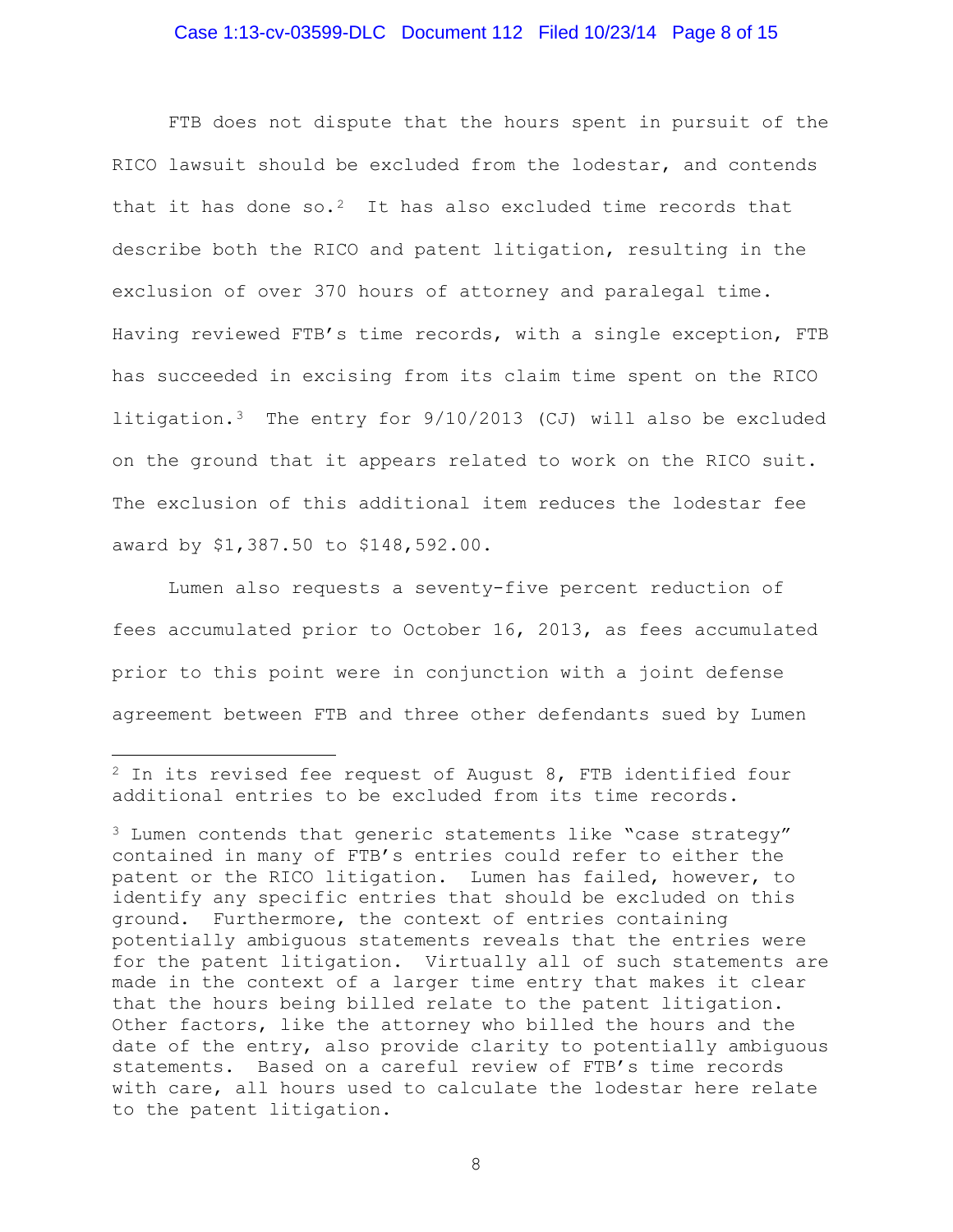FTB does not dispute that the hours spent in pursuit of the RICO lawsuit should be excluded from the lodestar, and contends that it has done so.[2] It has also excluded time records that describe both the RICO and patent litigation, resulting in the exclusion of over 370 hours of attorney and paralegal time. Having reviewed FTB's time records, with a single exception, FTB has succeeded in excising from its claim time spent on the RICO litigation.[3] The entry for 9/10/2013 (CJ) will also be excluded on the ground that it appears related to work on the RICO suit. The exclusion of this additional item reduces the lodestar fee award by $1,387.50 to $148,592.00.

Lumen also requests a seventy-five percent reduction of fees accumulated prior to October 16, 2013, as fees accumulated prior to this point were in conjunction with a joint defense agreement between FTB and three other defendants sued by Lumen

---

[2] In its revised fee request of August 8, FTB identified four additional entries to be excluded from its time records.

[3] Lumen contends that generic statements like "case strategy" contained in many of FTB's entries could refer to either the patent or the RICO litigation. Lumen has failed, however, to identify any specific entries that should be excluded on this ground. Furthermore, the context of entries containing potentially ambiguous statements reveals that the entries were for the patent litigation. Virtually all of such statements are made in the context of a larger time entry that makes it clear that the hours being billed relate to the patent litigation. Other factors, like the attorney who billed the hours and the date of the entry, also provide clarity to potentially ambiguous statements. Based on a careful review of FTB's time records with care, all hours used to calculate the lodestar here relate to the patent litigation.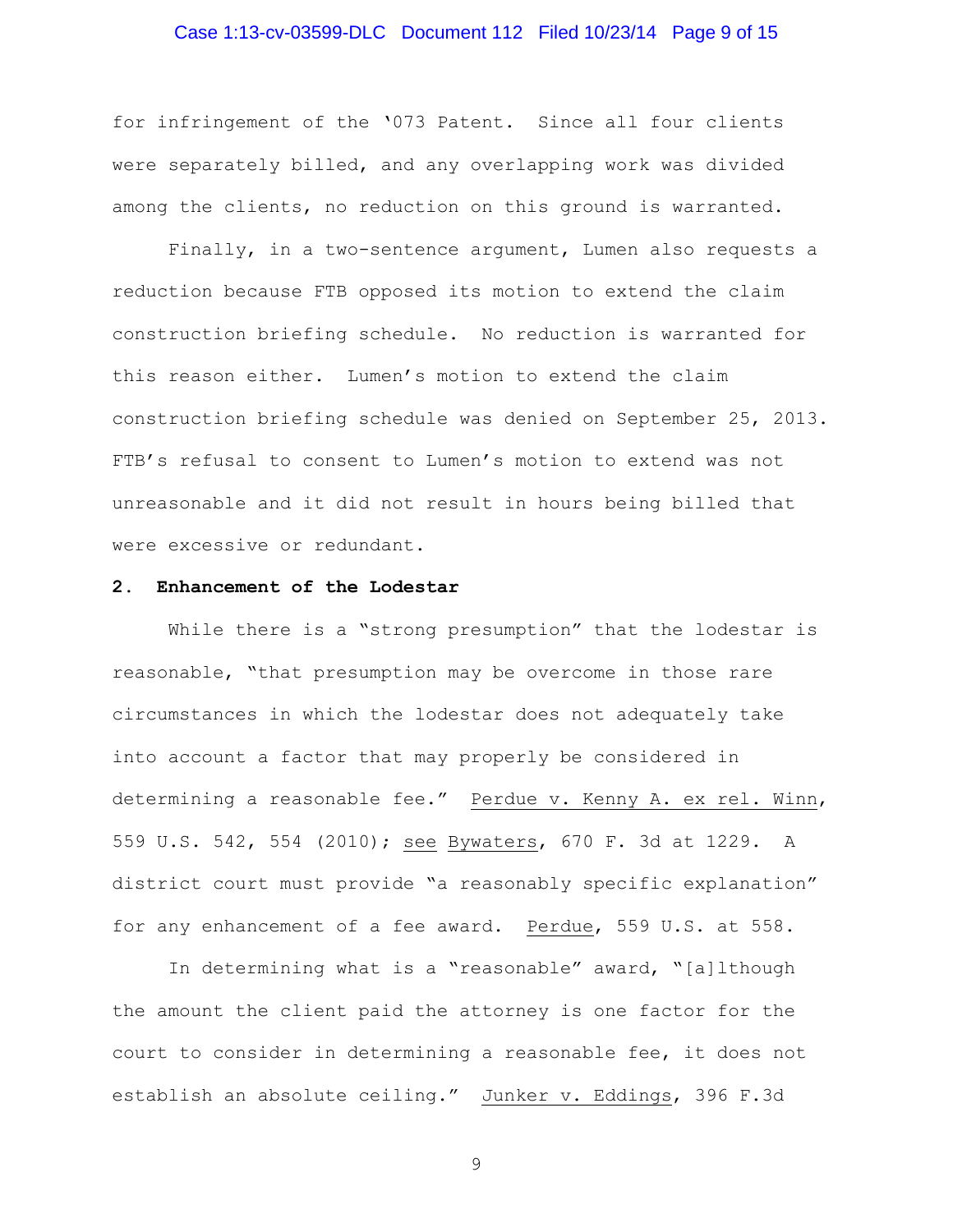for infringement of the '073 Patent. Since all four clients were separately billed, and any overlapping work was divided among the clients, no reduction on this ground is warranted.

Finally, in a two-sentence argument, Lumen also requests a reduction because FTB opposed its motion to extend the claim construction briefing schedule. No reduction is warranted for this reason either. Lumen's motion to extend the claim construction briefing schedule was denied on September 25, 2013. FTB's refusal to consent to Lumen's motion to extend was not unreasonable and it did not result in hours being billed that were excessive or redundant.

**2. Enhancement of the Lodestar**

While there is a "strong presumption" that the lodestar is reasonable, "that presumption may be overcome in those rare circumstances in which the lodestar does not adequately take into account a factor that may properly be considered in determining a reasonable fee." Perdue v. Kenny A. ex rel. Winn, 559 U.S. 542, 554 (2010); see Bywaters, 670 F. 3d at 1229. A district court must provide "a reasonably specific explanation" for any enhancement of a fee award. Perdue, 559 U.S. at 558.

In determining what is a "reasonable" award, "[a]lthough the amount the client paid the attorney is one factor for the court to consider in determining a reasonable fee, it does not establish an absolute ceiling." Junker v. Eddings, 396 F.3d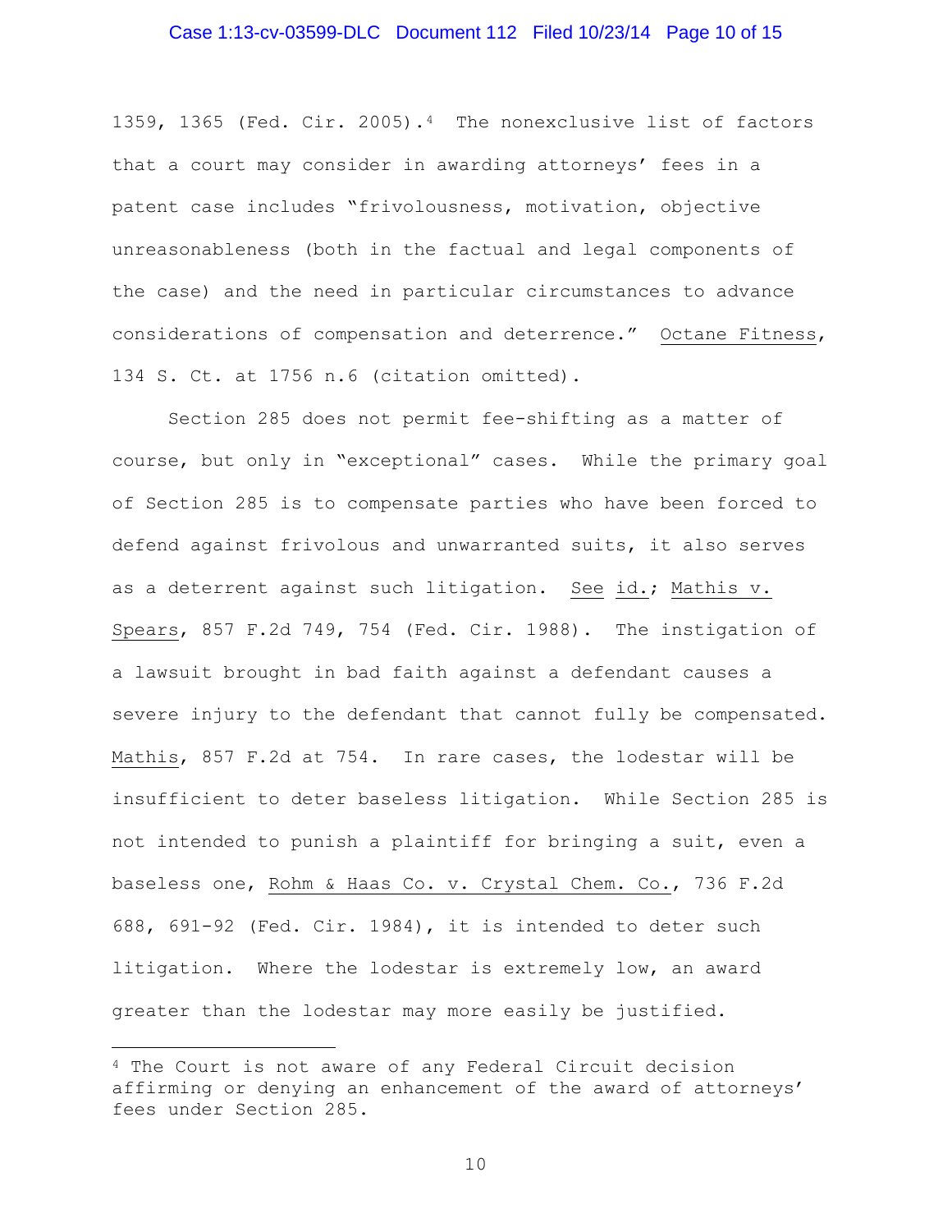1359, 1365 (Fed. Cir. 2005).[4] The nonexclusive list of factors that a court may consider in awarding attorneys' fees in a patent case includes "frivolousness, motivation, objective unreasonableness (both in the factual and legal components of the case) and the need in particular circumstances to advance considerations of compensation and deterrence." Octane Fitness, 134 S. Ct. at 1756 n.6 (citation omitted).

Section 285 does not permit fee-shifting as a matter of course, but only in "exceptional" cases. While the primary goal of Section 285 is to compensate parties who have been forced to defend against frivolous and unwarranted suits, it also serves as a deterrent against such litigation. See id.; Mathis v. Spears, 857 F.2d 749, 754 (Fed. Cir. 1988). The instigation of a lawsuit brought in bad faith against a defendant causes a severe injury to the defendant that cannot fully be compensated. Mathis, 857 F.2d at 754. In rare cases, the lodestar will be insufficient to deter baseless litigation. While Section 285 is not intended to punish a plaintiff for bringing a suit, even a baseless one, Rohm & Haas Co. v. Crystal Chem. Co., 736 F.2d 688, 691-92 (Fed. Cir. 1984), it is intended to deter such litigation. Where the lodestar is extremely low, an award greater than the lodestar may more easily be justified.

---

[4] The Court is not aware of any Federal Circuit decision affirming or denying an enhancement of the award of attorneys' fees under Section 285.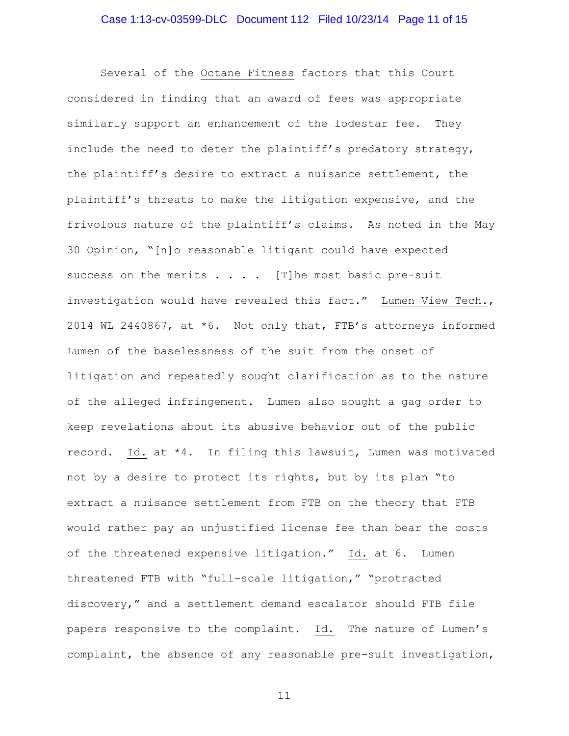Several of the <u>Octane Fitness</u> factors that this Court considered in finding that an award of fees was appropriate similarly support an enhancement of the lodestar fee. They include the need to deter the plaintiff's predatory strategy, the plaintiff's desire to extract a nuisance settlement, the plaintiff's threats to make the litigation expensive, and the frivolous nature of the plaintiff's claims. As noted in the May 30 Opinion, "[n]o reasonable litigant could have expected success on the merits . . . . [T]he most basic pre-suit investigation would have revealed this fact." <u>Lumen View Tech.</u>, 2014 WL 2440867, at *6. Not only that, FTB's attorneys informed Lumen of the baselessness of the suit from the onset of litigation and repeatedly sought clarification as to the nature of the alleged infringement. Lumen also sought a gag order to keep revelations about its abusive behavior out of the public record. <u>Id.</u> at *4. In filing this lawsuit, Lumen was motivated not by a desire to protect its rights, but by its plan "to extract a nuisance settlement from FTB on the theory that FTB would rather pay an unjustified license fee than bear the costs of the threatened expensive litigation." <u>Id.</u> at 6. Lumen threatened FTB with "full-scale litigation," "protracted discovery," and a settlement demand escalator should FTB file papers responsive to the complaint. <u>Id.</u> The nature of Lumen's complaint, the absence of any reasonable pre-suit investigation,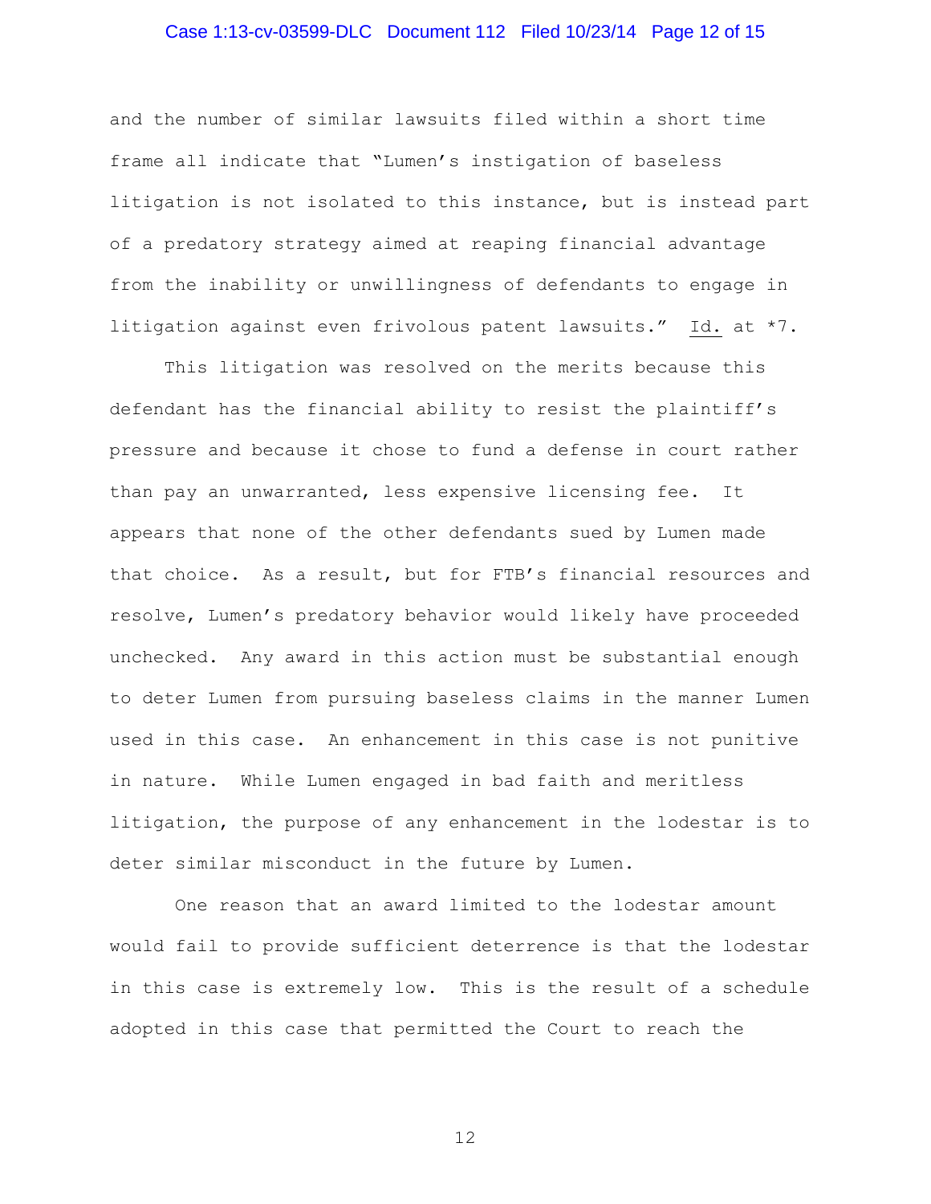and the number of similar lawsuits filed within a short time frame all indicate that "Lumen's instigation of baseless litigation is not isolated to this instance, but is instead part of a predatory strategy aimed at reaping financial advantage from the inability or unwillingness of defendants to engage in litigation against even frivolous patent lawsuits." Id. at *7.

This litigation was resolved on the merits because this defendant has the financial ability to resist the plaintiff's pressure and because it chose to fund a defense in court rather than pay an unwarranted, less expensive licensing fee. It appears that none of the other defendants sued by Lumen made that choice. As a result, but for FTB's financial resources and resolve, Lumen's predatory behavior would likely have proceeded unchecked. Any award in this action must be substantial enough to deter Lumen from pursuing baseless claims in the manner Lumen used in this case. An enhancement in this case is not punitive in nature. While Lumen engaged in bad faith and meritless litigation, the purpose of any enhancement in the lodestar is to deter similar misconduct in the future by Lumen.

One reason that an award limited to the lodestar amount would fail to provide sufficient deterrence is that the lodestar in this case is extremely low. This is the result of a schedule adopted in this case that permitted the Court to reach the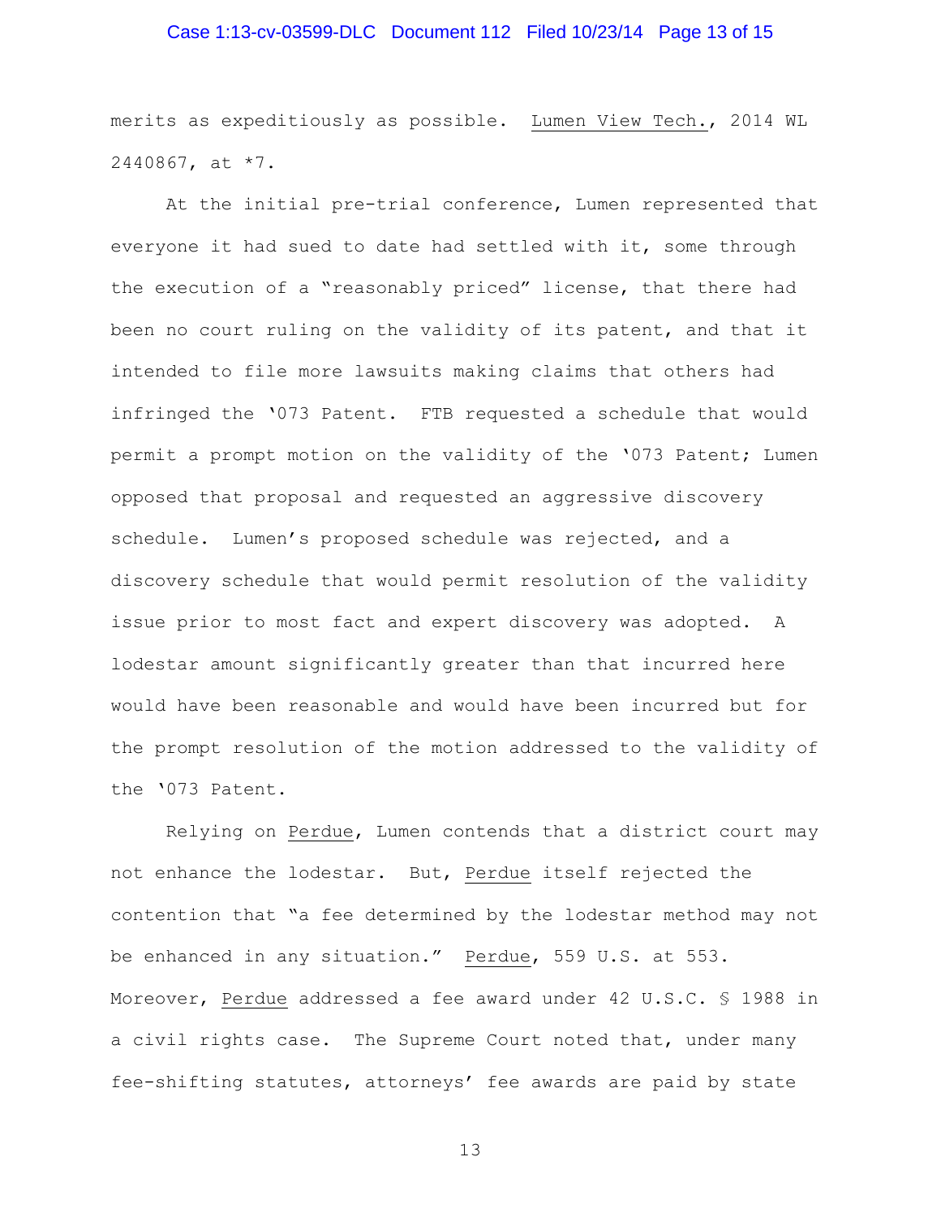merits as expeditiously as possible. Lumen View Tech., 2014 WL 2440867, at *7.

At the initial pre-trial conference, Lumen represented that everyone it had sued to date had settled with it, some through the execution of a "reasonably priced" license, that there had been no court ruling on the validity of its patent, and that it intended to file more lawsuits making claims that others had infringed the '073 Patent. FTB requested a schedule that would permit a prompt motion on the validity of the '073 Patent; Lumen opposed that proposal and requested an aggressive discovery schedule. Lumen's proposed schedule was rejected, and a discovery schedule that would permit resolution of the validity issue prior to most fact and expert discovery was adopted. A lodestar amount significantly greater than that incurred here would have been reasonable and would have been incurred but for the prompt resolution of the motion addressed to the validity of the '073 Patent.

Relying on Perdue, Lumen contends that a district court may not enhance the lodestar. But, Perdue itself rejected the contention that "a fee determined by the lodestar method may not be enhanced in any situation." Perdue, 559 U.S. at 553. Moreover, Perdue addressed a fee award under 42 U.S.C. § 1988 in a civil rights case. The Supreme Court noted that, under many fee-shifting statutes, attorneys' fee awards are paid by state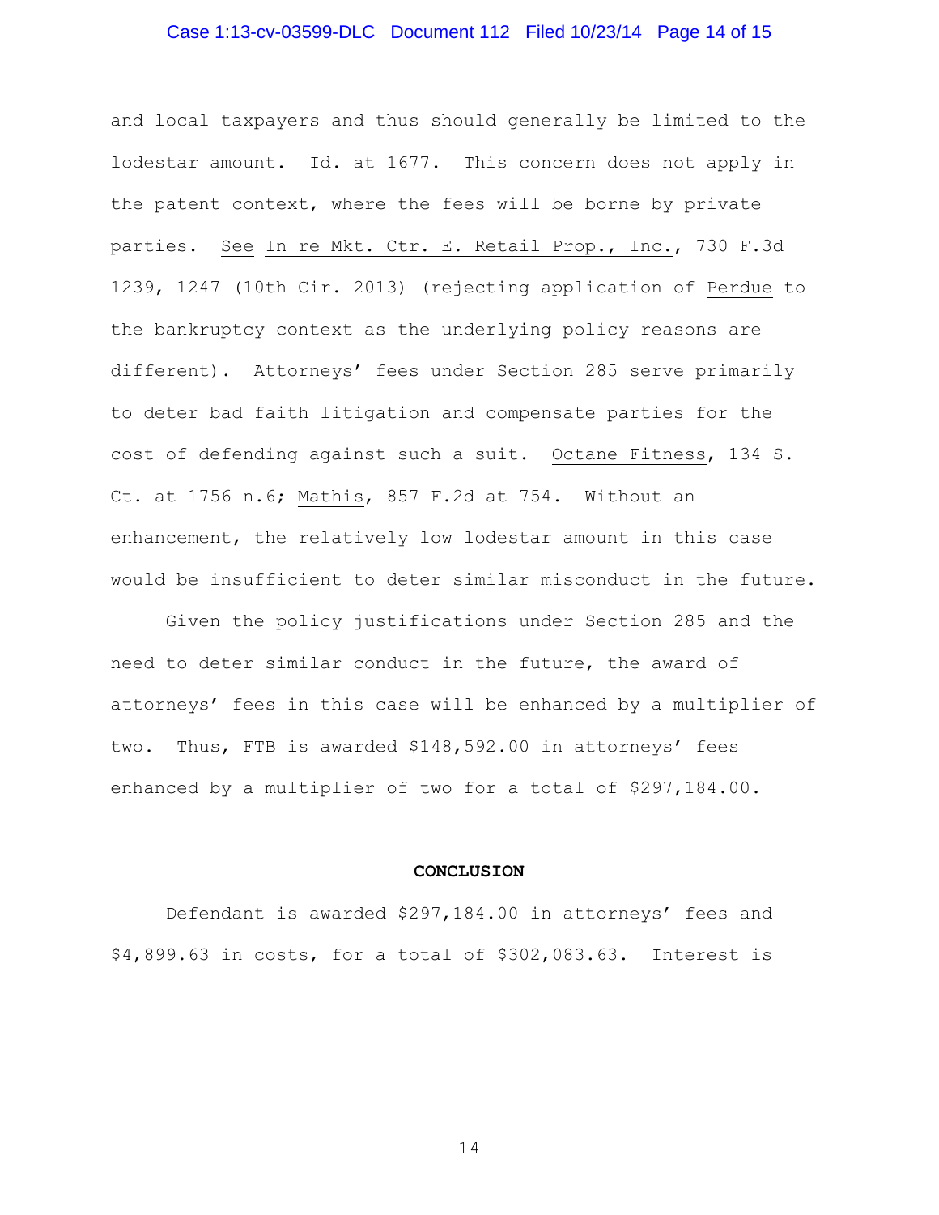and local taxpayers and thus should generally be limited to the lodestar amount. Id. at 1677. This concern does not apply in the patent context, where the fees will be borne by private parties. See In re Mkt. Ctr. E. Retail Prop., Inc., 730 F.3d 1239, 1247 (10th Cir. 2013) (rejecting application of Perdue to the bankruptcy context as the underlying policy reasons are different). Attorneys' fees under Section 285 serve primarily to deter bad faith litigation and compensate parties for the cost of defending against such a suit. Octane Fitness, 134 S. Ct. at 1756 n.6; Mathis, 857 F.2d at 754. Without an enhancement, the relatively low lodestar amount in this case would be insufficient to deter similar misconduct in the future.

Given the policy justifications under Section 285 and the need to deter similar conduct in the future, the award of attorneys' fees in this case will be enhanced by a multiplier of two. Thus, FTB is awarded $148,592.00 in attorneys' fees enhanced by a multiplier of two for a total of $297,184.00.

**CONCLUSION**

Defendant is awarded $297,184.00 in attorneys' fees and $4,899.63 in costs, for a total of $302,083.63. Interest is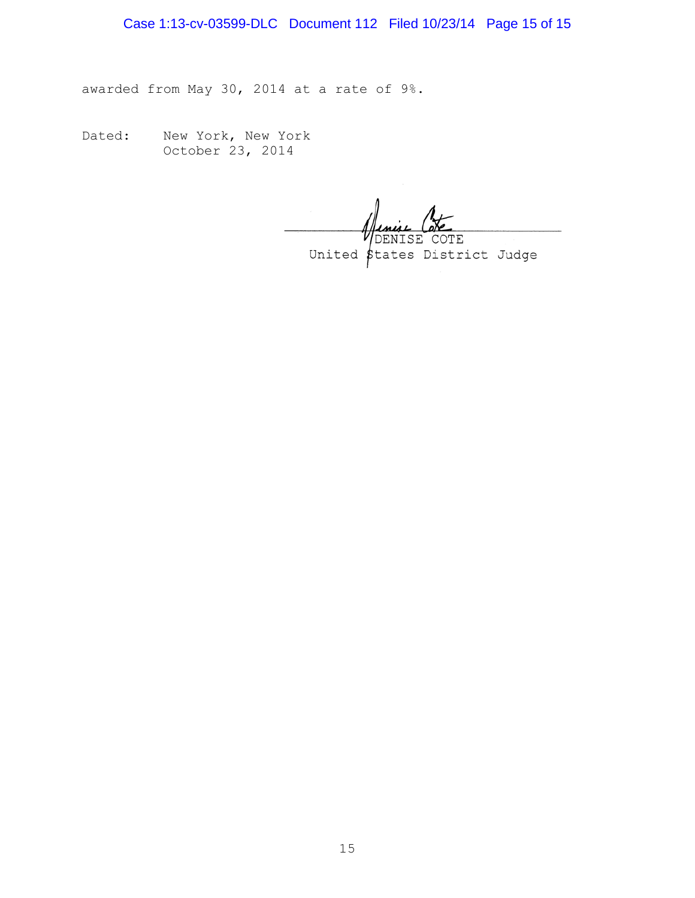awarded from May 30, 2014 at a rate of 9%.

Dated: New York, New York
October 23, 2014

DENISE COTE
United States District Judge